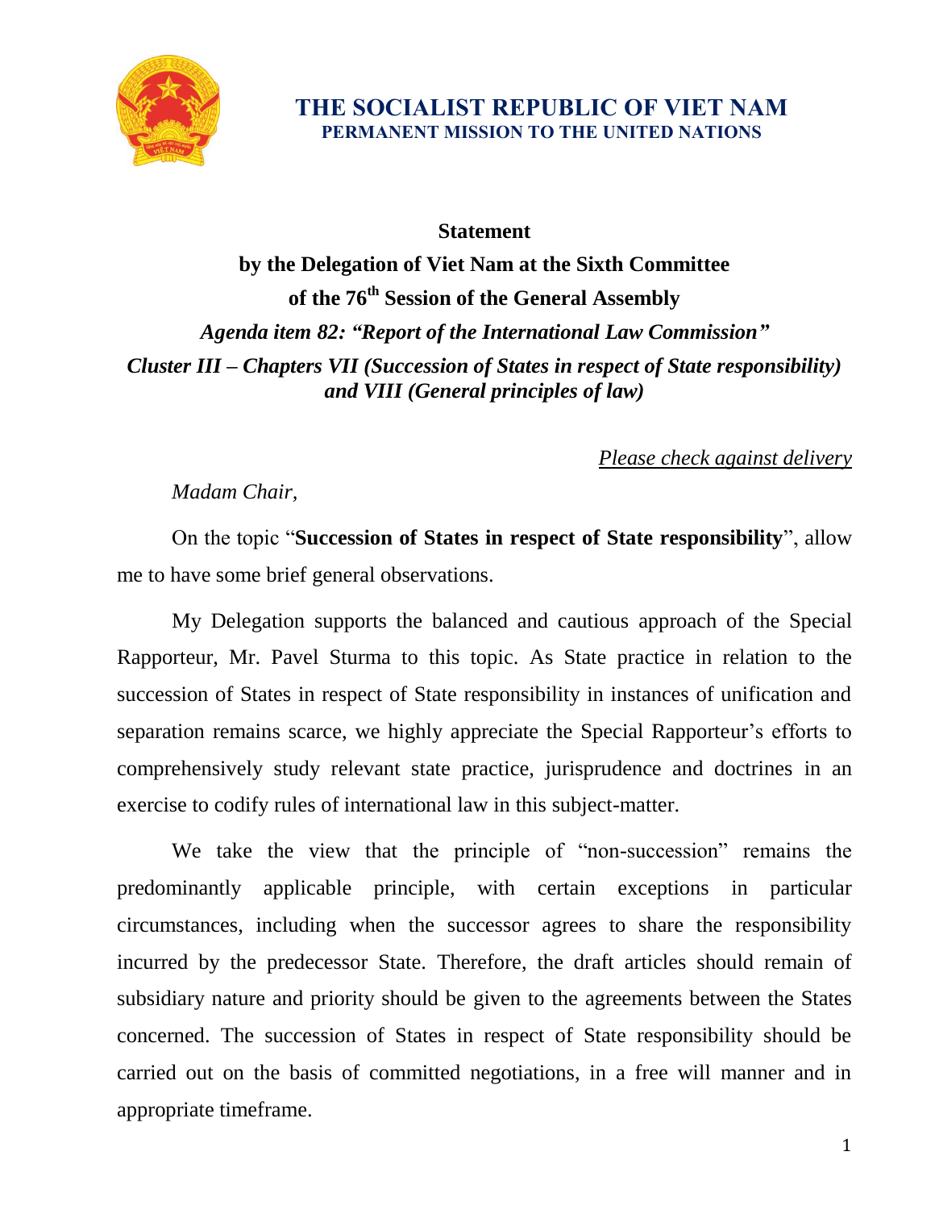# THE SOCIALIST REPUBLIC OF VIET NAM
## PERMANENT MISSION TO THE UNITED NATIONS

**Statement**

**by the Delegation of Viet Nam at the Sixth Committee of the 76th Session of the General Assembly**

***Agenda item 82: "Report of the International Law Commission"***

***Cluster III – Chapters VII (Succession of States in respect of State responsibility) and VIII (General principles of law)***

*Please check against delivery*

*Madam Chair,*

On the topic "**Succession of States in respect of State responsibility**", allow me to have some brief general observations.

My Delegation supports the balanced and cautious approach of the Special Rapporteur, Mr. Pavel Sturma to this topic. As State practice in relation to the succession of States in respect of State responsibility in instances of unification and separation remains scarce, we highly appreciate the Special Rapporteur's efforts to comprehensively study relevant state practice, jurisprudence and doctrines in an exercise to codify rules of international law in this subject-matter.

We take the view that the principle of "non-succession" remains the predominantly applicable principle, with certain exceptions in particular circumstances, including when the successor agrees to share the responsibility incurred by the predecessor State. Therefore, the draft articles should remain of subsidiary nature and priority should be given to the agreements between the States concerned. The succession of States in respect of State responsibility should be carried out on the basis of committed negotiations, in a free will manner and in appropriate timeframe.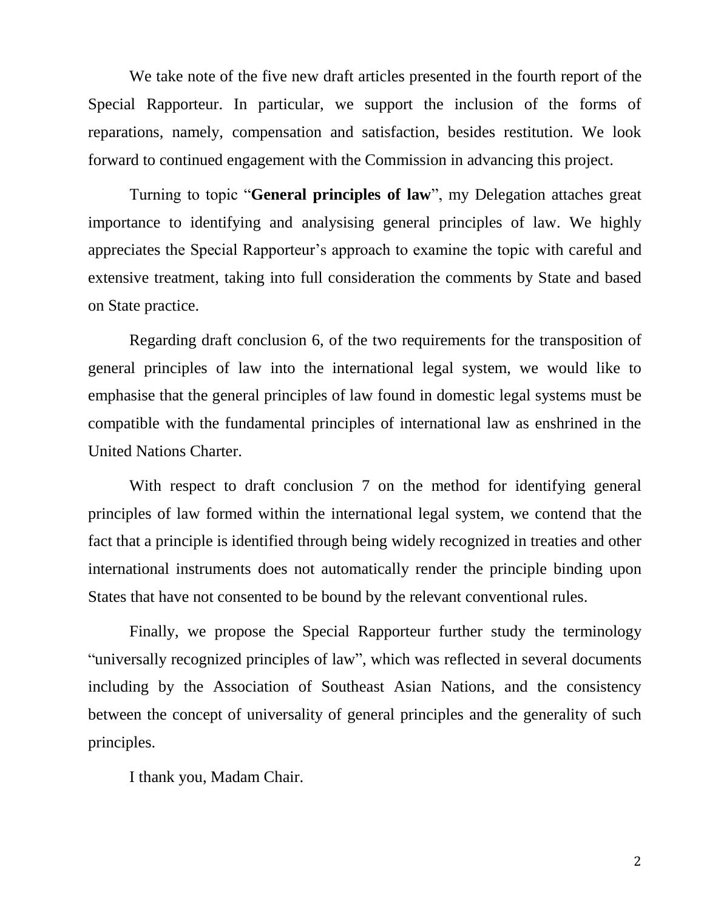We take note of the five new draft articles presented in the fourth report of the Special Rapporteur. In particular, we support the inclusion of the forms of reparations, namely, compensation and satisfaction, besides restitution. We look forward to continued engagement with the Commission in advancing this project.

Turning to topic "**General principles of law**", my Delegation attaches great importance to identifying and analysising general principles of law. We highly appreciates the Special Rapporteur's approach to examine the topic with careful and extensive treatment, taking into full consideration the comments by State and based on State practice.

Regarding draft conclusion 6, of the two requirements for the transposition of general principles of law into the international legal system, we would like to emphasise that the general principles of law found in domestic legal systems must be compatible with the fundamental principles of international law as enshrined in the United Nations Charter.

With respect to draft conclusion 7 on the method for identifying general principles of law formed within the international legal system, we contend that the fact that a principle is identified through being widely recognized in treaties and other international instruments does not automatically render the principle binding upon States that have not consented to be bound by the relevant conventional rules.

Finally, we propose the Special Rapporteur further study the terminology "universally recognized principles of law", which was reflected in several documents including by the Association of Southeast Asian Nations, and the consistency between the concept of universality of general principles and the generality of such principles.

I thank you, Madam Chair.